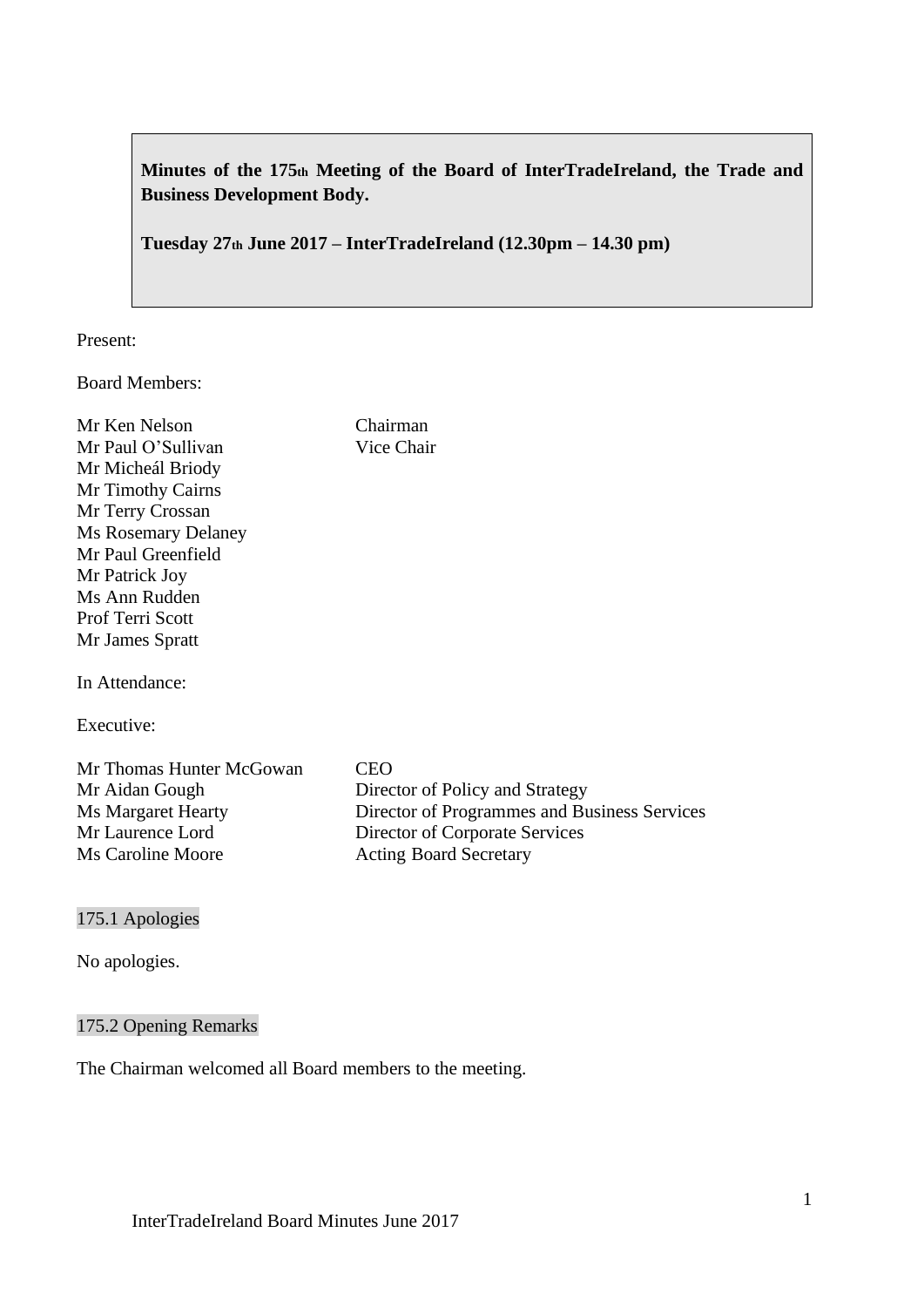**Minutes of the 175th Meeting of the Board of InterTradeIreland, the Trade and Business Development Body.**

**Tuesday 27th June 2017 – InterTradeIreland (12.30pm – 14.30 pm)**

Present:

Board Members:

| | |
|---|---|
| Mr Ken Nelson | Chairman |
| Mr Paul O'Sullivan | Vice Chair |
| Mr Micheál Briody | |
| Mr Timothy Cairns | |
| Mr Terry Crossan | |
| Ms Rosemary Delaney | |
| Mr Paul Greenfield | |
| Mr Patrick Joy | |
| Ms Ann Rudden | |
| Prof Terri Scott | |
| Mr James Spratt | |

In Attendance:

Executive:

| | |
|---|---|
| Mr Thomas Hunter McGowan | CEO |
| Mr Aidan Gough | Director of Policy and Strategy |
| Ms Margaret Hearty | Director of Programmes and Business Services |
| Mr Laurence Lord | Director of Corporate Services |
| Ms Caroline Moore | Acting Board Secretary |

## 175.1 Apologies

No apologies.

## 175.2 Opening Remarks

The Chairman welcomed all Board members to the meeting.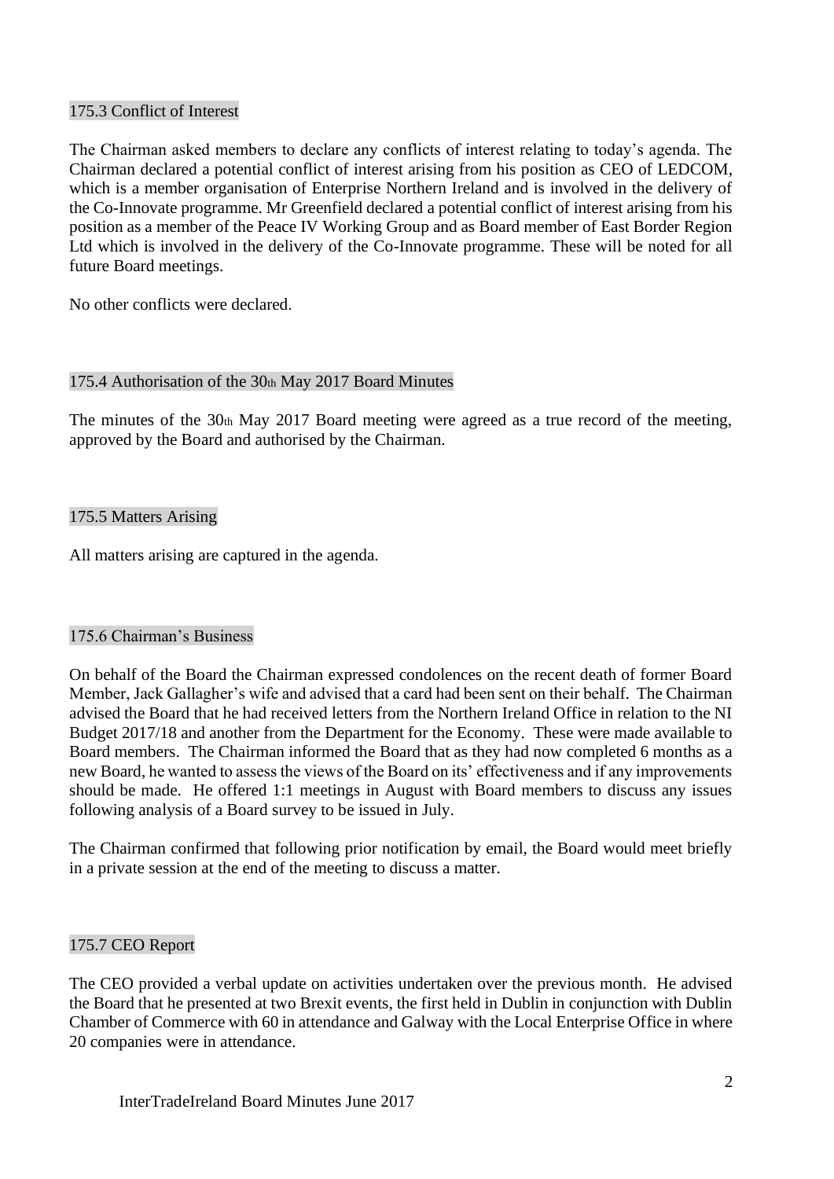## 175.3 Conflict of Interest

The Chairman asked members to declare any conflicts of interest relating to today's agenda. The Chairman declared a potential conflict of interest arising from his position as CEO of LEDCOM, which is a member organisation of Enterprise Northern Ireland and is involved in the delivery of the Co-Innovate programme. Mr Greenfield declared a potential conflict of interest arising from his position as a member of the Peace IV Working Group and as Board member of East Border Region Ltd which is involved in the delivery of the Co-Innovate programme. These will be noted for all future Board meetings.

No other conflicts were declared.

## 175.4 Authorisation of the 30th May 2017 Board Minutes

The minutes of the 30th May 2017 Board meeting were agreed as a true record of the meeting, approved by the Board and authorised by the Chairman.

## 175.5 Matters Arising

All matters arising are captured in the agenda.

## 175.6 Chairman's Business

On behalf of the Board the Chairman expressed condolences on the recent death of former Board Member, Jack Gallagher's wife and advised that a card had been sent on their behalf. The Chairman advised the Board that he had received letters from the Northern Ireland Office in relation to the NI Budget 2017/18 and another from the Department for the Economy. These were made available to Board members. The Chairman informed the Board that as they had now completed 6 months as a new Board, he wanted to assess the views of the Board on its' effectiveness and if any improvements should be made. He offered 1:1 meetings in August with Board members to discuss any issues following analysis of a Board survey to be issued in July.

The Chairman confirmed that following prior notification by email, the Board would meet briefly in a private session at the end of the meeting to discuss a matter.

## 175.7 CEO Report

The CEO provided a verbal update on activities undertaken over the previous month. He advised the Board that he presented at two Brexit events, the first held in Dublin in conjunction with Dublin Chamber of Commerce with 60 in attendance and Galway with the Local Enterprise Office in where 20 companies were in attendance.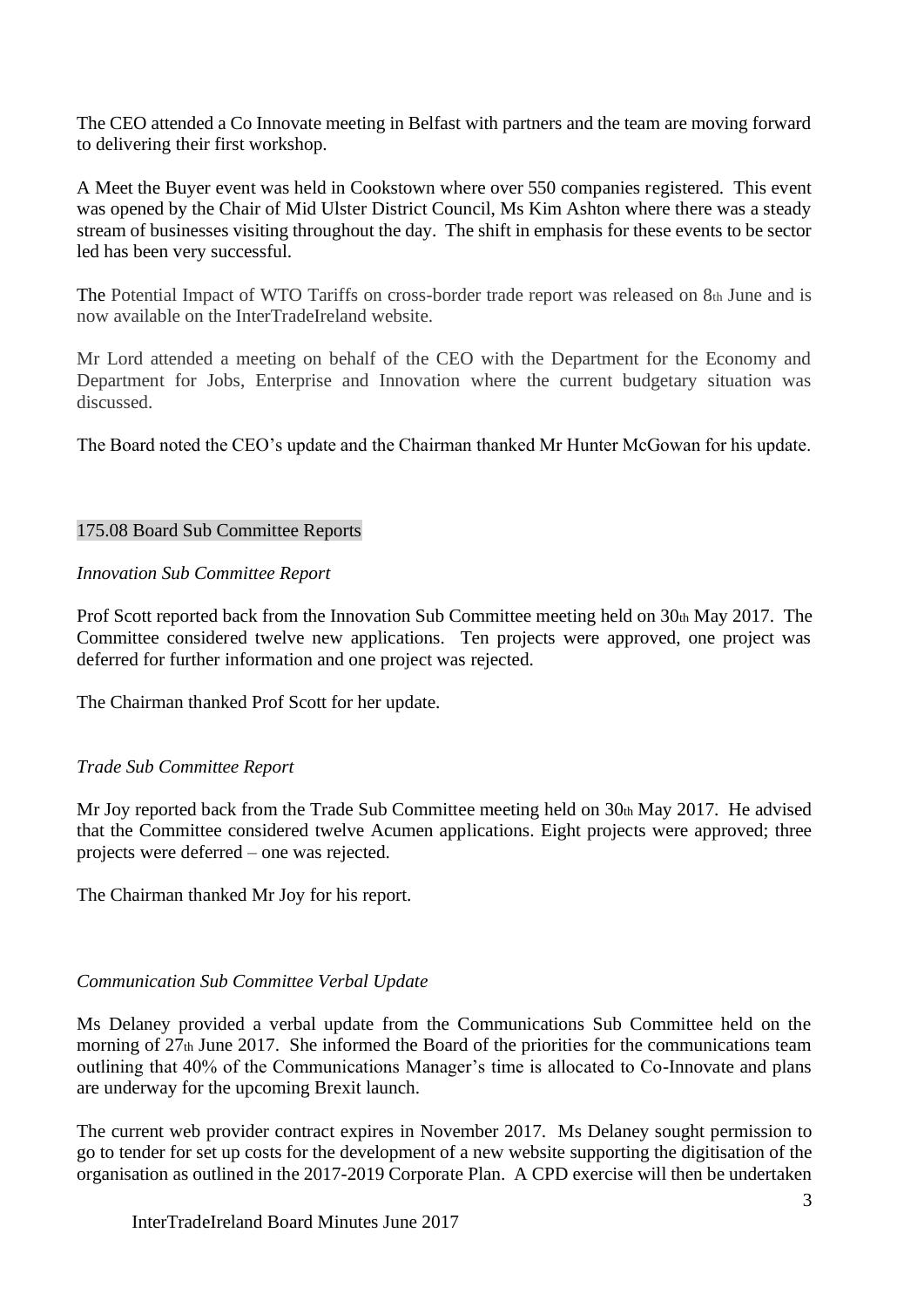The CEO attended a Co Innovate meeting in Belfast with partners and the team are moving forward to delivering their first workshop.

A Meet the Buyer event was held in Cookstown where over 550 companies registered. This event was opened by the Chair of Mid Ulster District Council, Ms Kim Ashton where there was a steady stream of businesses visiting throughout the day. The shift in emphasis for these events to be sector led has been very successful.

The Potential Impact of WTO Tariffs on cross-border trade report was released on 8th June and is now available on the InterTradeIreland website.

Mr Lord attended a meeting on behalf of the CEO with the Department for the Economy and Department for Jobs, Enterprise and Innovation where the current budgetary situation was discussed.

The Board noted the CEO's update and the Chairman thanked Mr Hunter McGowan for his update.

## 175.08 Board Sub Committee Reports

*Innovation Sub Committee Report*

Prof Scott reported back from the Innovation Sub Committee meeting held on 30th May 2017. The Committee considered twelve new applications. Ten projects were approved, one project was deferred for further information and one project was rejected.

The Chairman thanked Prof Scott for her update.

*Trade Sub Committee Report*

Mr Joy reported back from the Trade Sub Committee meeting held on 30th May 2017. He advised that the Committee considered twelve Acumen applications. Eight projects were approved; three projects were deferred – one was rejected.

The Chairman thanked Mr Joy for his report.

*Communication Sub Committee Verbal Update*

Ms Delaney provided a verbal update from the Communications Sub Committee held on the morning of 27th June 2017. She informed the Board of the priorities for the communications team outlining that 40% of the Communications Manager's time is allocated to Co-Innovate and plans are underway for the upcoming Brexit launch.

The current web provider contract expires in November 2017. Ms Delaney sought permission to go to tender for set up costs for the development of a new website supporting the digitisation of the organisation as outlined in the 2017-2019 Corporate Plan. A CPD exercise will then be undertaken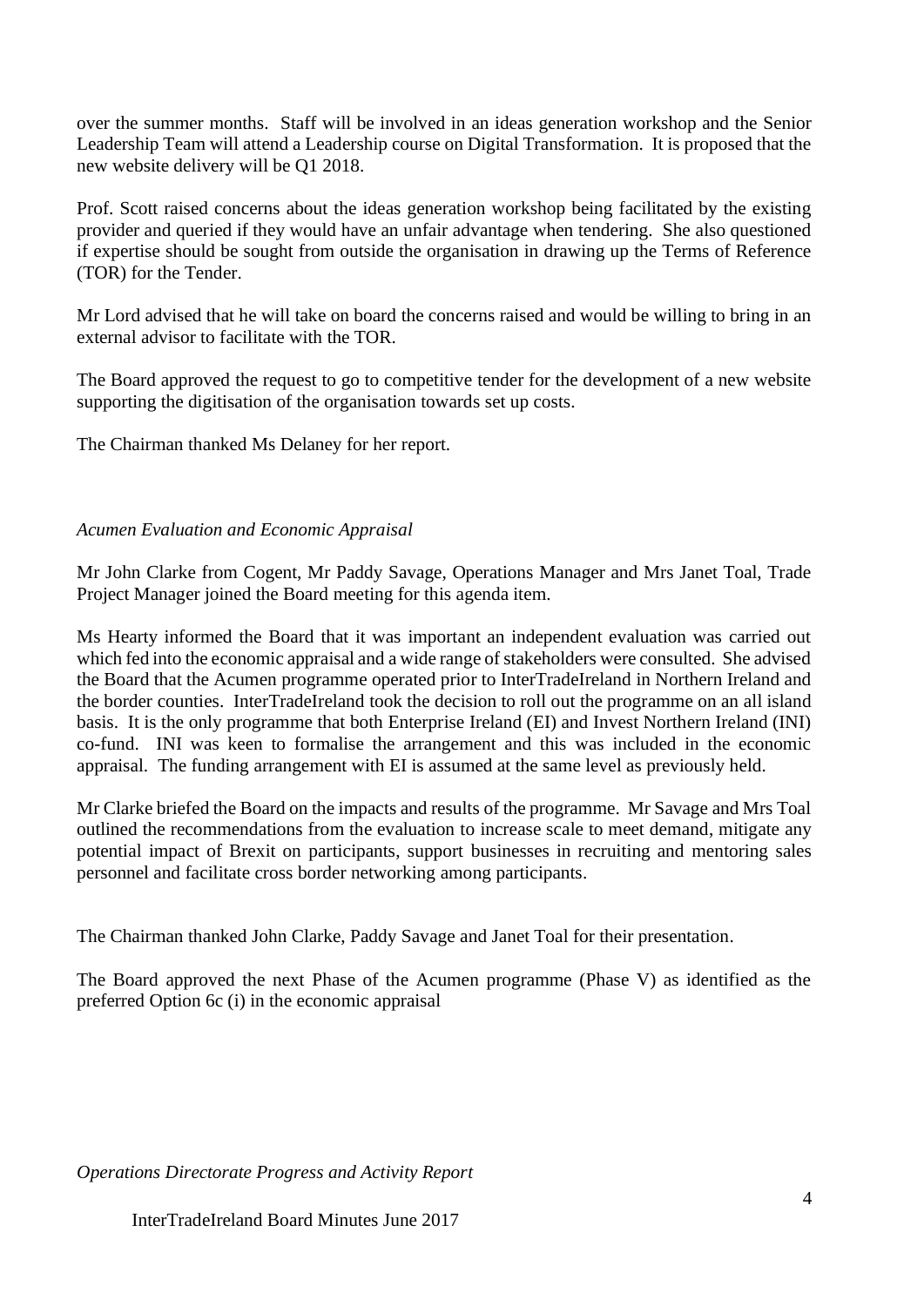over the summer months. Staff will be involved in an ideas generation workshop and the Senior Leadership Team will attend a Leadership course on Digital Transformation. It is proposed that the new website delivery will be Q1 2018.

Prof. Scott raised concerns about the ideas generation workshop being facilitated by the existing provider and queried if they would have an unfair advantage when tendering. She also questioned if expertise should be sought from outside the organisation in drawing up the Terms of Reference (TOR) for the Tender.

Mr Lord advised that he will take on board the concerns raised and would be willing to bring in an external advisor to facilitate with the TOR.

The Board approved the request to go to competitive tender for the development of a new website supporting the digitisation of the organisation towards set up costs.

The Chairman thanked Ms Delaney for her report.

*Acumen Evaluation and Economic Appraisal*

Mr John Clarke from Cogent, Mr Paddy Savage, Operations Manager and Mrs Janet Toal, Trade Project Manager joined the Board meeting for this agenda item.

Ms Hearty informed the Board that it was important an independent evaluation was carried out which fed into the economic appraisal and a wide range of stakeholders were consulted. She advised the Board that the Acumen programme operated prior to InterTradeIreland in Northern Ireland and the border counties. InterTradeIreland took the decision to roll out the programme on an all island basis. It is the only programme that both Enterprise Ireland (EI) and Invest Northern Ireland (INI) co-fund. INI was keen to formalise the arrangement and this was included in the economic appraisal. The funding arrangement with EI is assumed at the same level as previously held.

Mr Clarke briefed the Board on the impacts and results of the programme. Mr Savage and Mrs Toal outlined the recommendations from the evaluation to increase scale to meet demand, mitigate any potential impact of Brexit on participants, support businesses in recruiting and mentoring sales personnel and facilitate cross border networking among participants.

The Chairman thanked John Clarke, Paddy Savage and Janet Toal for their presentation.

The Board approved the next Phase of the Acumen programme (Phase V) as identified as the preferred Option 6c (i) in the economic appraisal

*Operations Directorate Progress and Activity Report*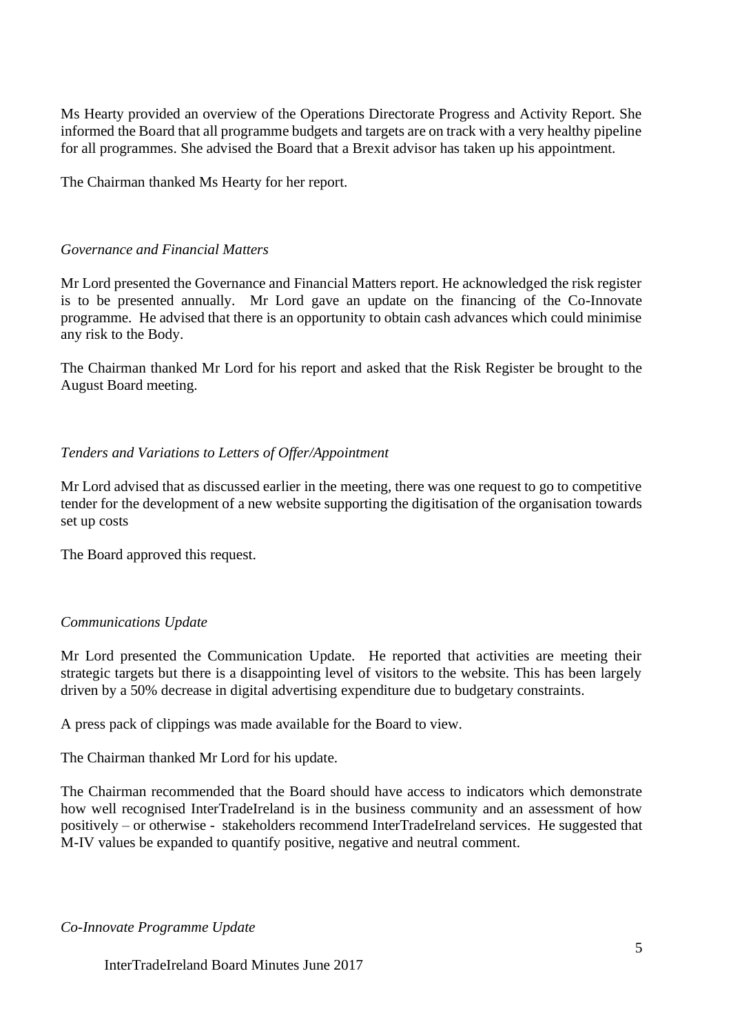Ms Hearty provided an overview of the Operations Directorate Progress and Activity Report. She informed the Board that all programme budgets and targets are on track with a very healthy pipeline for all programmes. She advised the Board that a Brexit advisor has taken up his appointment.

The Chairman thanked Ms Hearty for her report.

*Governance and Financial Matters*

Mr Lord presented the Governance and Financial Matters report. He acknowledged the risk register is to be presented annually. Mr Lord gave an update on the financing of the Co-Innovate programme. He advised that there is an opportunity to obtain cash advances which could minimise any risk to the Body.

The Chairman thanked Mr Lord for his report and asked that the Risk Register be brought to the August Board meeting.

*Tenders and Variations to Letters of Offer/Appointment*

Mr Lord advised that as discussed earlier in the meeting, there was one request to go to competitive tender for the development of a new website supporting the digitisation of the organisation towards set up costs

The Board approved this request.

*Communications Update*

Mr Lord presented the Communication Update. He reported that activities are meeting their strategic targets but there is a disappointing level of visitors to the website. This has been largely driven by a 50% decrease in digital advertising expenditure due to budgetary constraints.

A press pack of clippings was made available for the Board to view.

The Chairman thanked Mr Lord for his update.

The Chairman recommended that the Board should have access to indicators which demonstrate how well recognised InterTradeIreland is in the business community and an assessment of how positively – or otherwise - stakeholders recommend InterTradeIreland services. He suggested that M-IV values be expanded to quantify positive, negative and neutral comment.

*Co-Innovate Programme Update*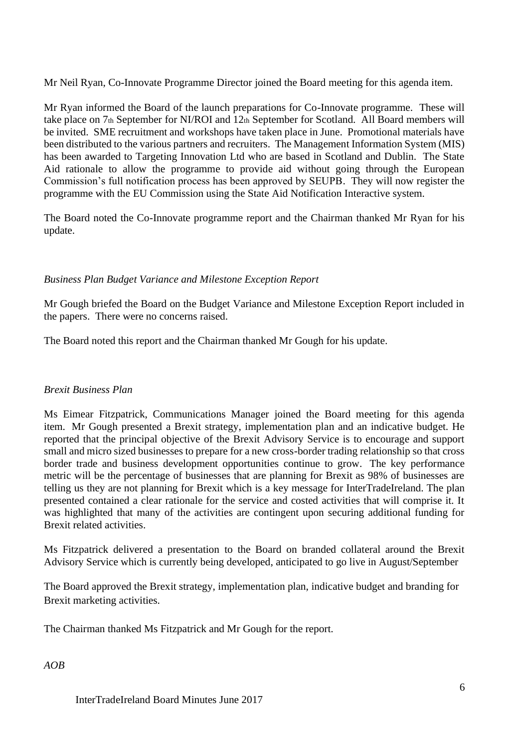Mr Neil Ryan, Co-Innovate Programme Director joined the Board meeting for this agenda item.

Mr Ryan informed the Board of the launch preparations for Co-Innovate programme. These will take place on 7th September for NI/ROI and 12th September for Scotland. All Board members will be invited. SME recruitment and workshops have taken place in June. Promotional materials have been distributed to the various partners and recruiters. The Management Information System (MIS) has been awarded to Targeting Innovation Ltd who are based in Scotland and Dublin. The State Aid rationale to allow the programme to provide aid without going through the European Commission's full notification process has been approved by SEUPB. They will now register the programme with the EU Commission using the State Aid Notification Interactive system.

The Board noted the Co-Innovate programme report and the Chairman thanked Mr Ryan for his update.

*Business Plan Budget Variance and Milestone Exception Report*

Mr Gough briefed the Board on the Budget Variance and Milestone Exception Report included in the papers. There were no concerns raised.

The Board noted this report and the Chairman thanked Mr Gough for his update.

*Brexit Business Plan*

Ms Eimear Fitzpatrick, Communications Manager joined the Board meeting for this agenda item. Mr Gough presented a Brexit strategy, implementation plan and an indicative budget. He reported that the principal objective of the Brexit Advisory Service is to encourage and support small and micro sized businesses to prepare for a new cross-border trading relationship so that cross border trade and business development opportunities continue to grow. The key performance metric will be the percentage of businesses that are planning for Brexit as 98% of businesses are telling us they are not planning for Brexit which is a key message for InterTradeIreland. The plan presented contained a clear rationale for the service and costed activities that will comprise it. It was highlighted that many of the activities are contingent upon securing additional funding for Brexit related activities.

Ms Fitzpatrick delivered a presentation to the Board on branded collateral around the Brexit Advisory Service which is currently being developed, anticipated to go live in August/September

The Board approved the Brexit strategy, implementation plan, indicative budget and branding for Brexit marketing activities.

The Chairman thanked Ms Fitzpatrick and Mr Gough for the report.

*AOB*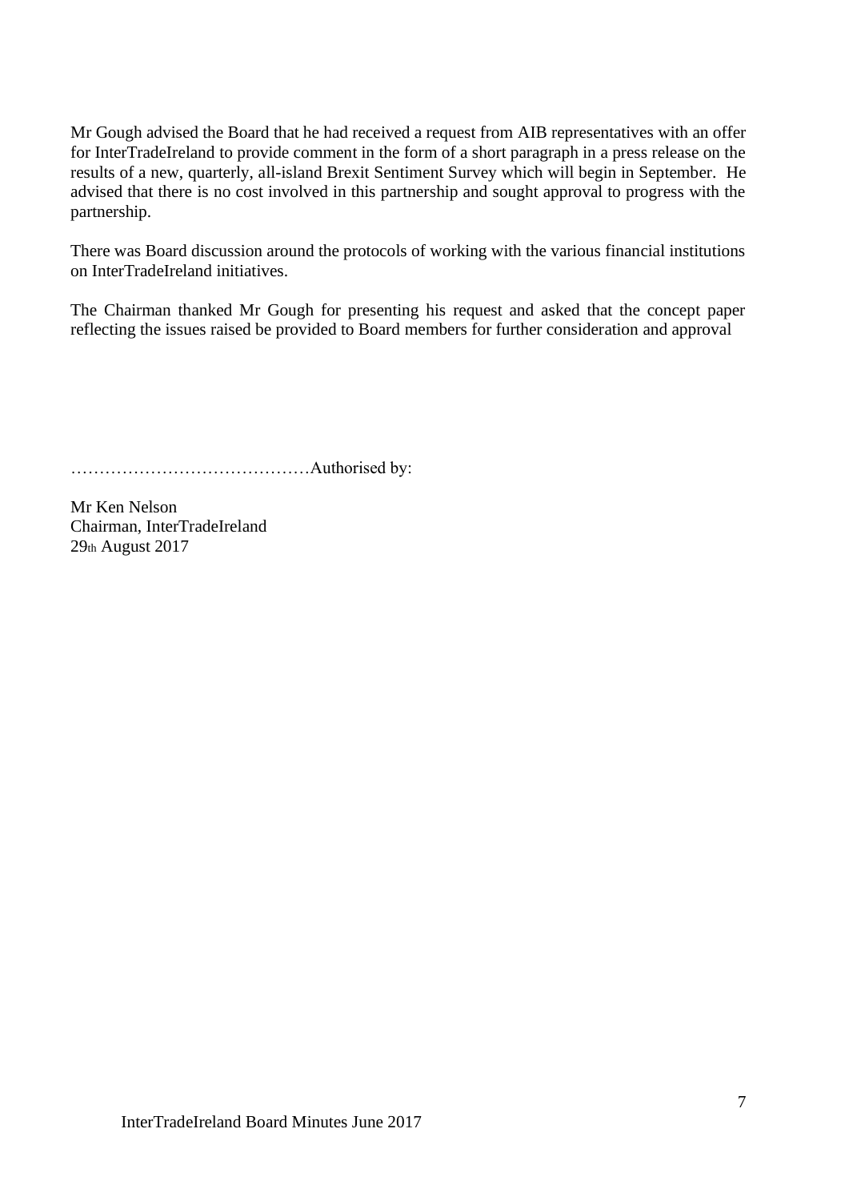Mr Gough advised the Board that he had received a request from AIB representatives with an offer for InterTradeIreland to provide comment in the form of a short paragraph in a press release on the results of a new, quarterly, all-island Brexit Sentiment Survey which will begin in September. He advised that there is no cost involved in this partnership and sought approval to progress with the partnership.

There was Board discussion around the protocols of working with the various financial institutions on InterTradeIreland initiatives.

The Chairman thanked Mr Gough for presenting his request and asked that the concept paper reflecting the issues raised be provided to Board members for further consideration and approval

……………………………………Authorised by:

Mr Ken Nelson
Chairman, InterTradeIreland
29th August 2017